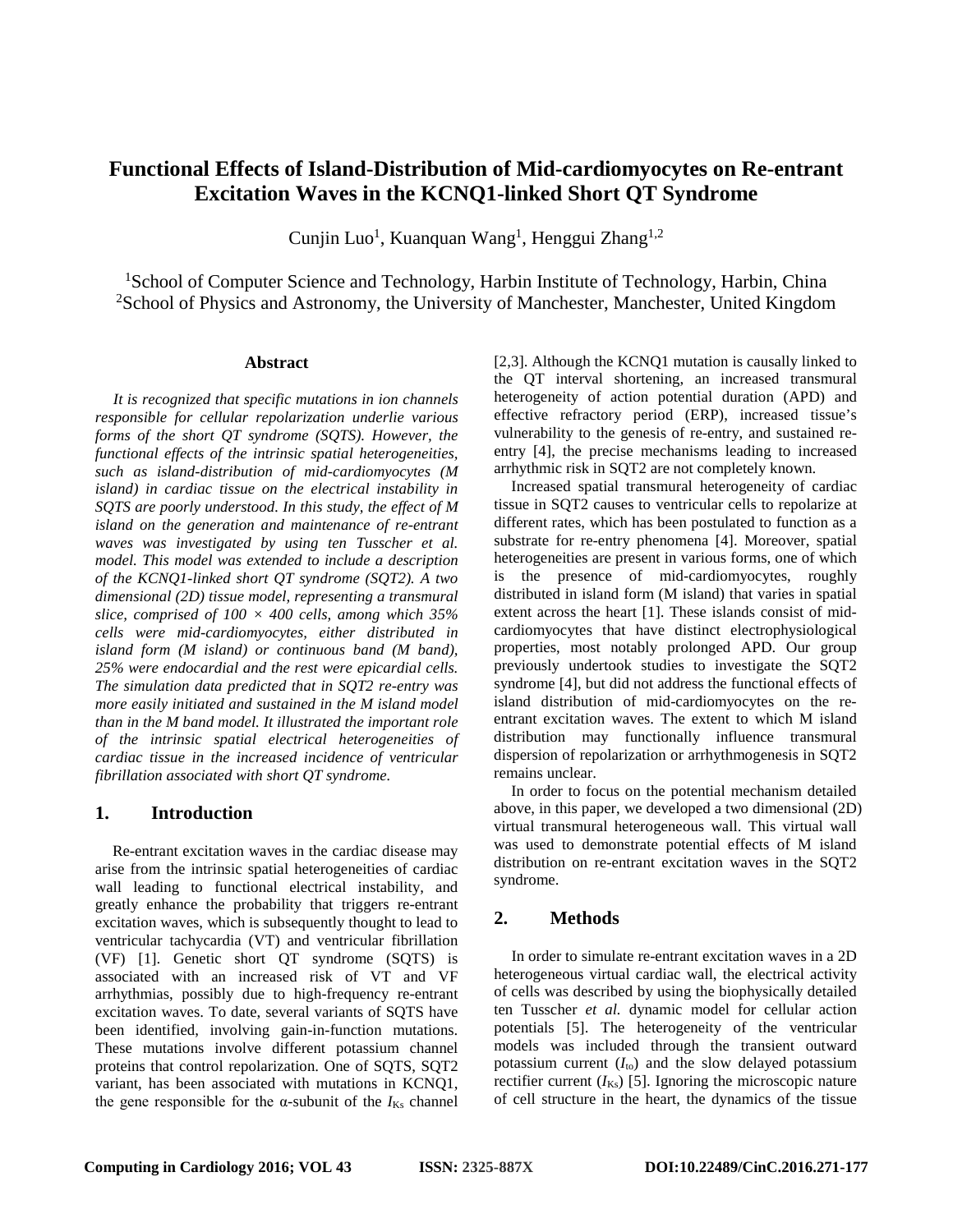# Functional Effects of Island-Distribution of Mid-cardiomyocytes on Re-entrant Excitation Waves in the KCNQ1-linked Short QT Syndrome

Cunjin Luo[1], Kuanquan Wang[1], Henggui Zhang[1,2]

[1]School of Computer Science and Technology, Harbin Institute of Technology, Harbin, China
[2]School of Physics and Astronomy, the University of Manchester, Manchester, United Kingdom

### Abstract

*It is recognized that specific mutations in ion channels responsible for cellular repolarization underlie various forms of the short QT syndrome (SQTS). However, the functional effects of the intrinsic spatial heterogeneities, such as island-distribution of mid-cardiomyocytes (M island) in cardiac tissue on the electrical instability in SQTS are poorly understood. In this study, the effect of M island on the generation and maintenance of re-entrant waves was investigated by using ten Tusscher et al. model. This model was extended to include a description of the KCNQ1-linked short QT syndrome (SQT2). A two dimensional (2D) tissue model, representing a transmural slice, comprised of 100 × 400 cells, among which 35% cells were mid-cardiomyocytes, either distributed in island form (M island) or continuous band (M band), 25% were endocardial and the rest were epicardial cells. The simulation data predicted that in SQT2 re-entry was more easily initiated and sustained in the M island model than in the M band model. It illustrated the important role of the intrinsic spatial electrical heterogeneities of cardiac tissue in the increased incidence of ventricular fibrillation associated with short QT syndrome.*

## 1. Introduction

Re-entrant excitation waves in the cardiac disease may arise from the intrinsic spatial heterogeneities of cardiac wall leading to functional electrical instability, and greatly enhance the probability that triggers re-entrant excitation waves, which is subsequently thought to lead to ventricular tachycardia (VT) and ventricular fibrillation (VF) [1]. Genetic short QT syndrome (SQTS) is associated with an increased risk of VT and VF arrhythmias, possibly due to high-frequency re-entrant excitation waves. To date, several variants of SQTS have been identified, involving gain-in-function mutations. These mutations involve different potassium channel proteins that control repolarization. One of SQTS, SQT2 variant, has been associated with mutations in KCNQ1, the gene responsible for the α-subunit of the $I_{Ks}$ channel [2,3]. Although the KCNQ1 mutation is causally linked to the QT interval shortening, an increased transmural heterogeneity of action potential duration (APD) and effective refractory period (ERP), increased tissue's vulnerability to the genesis of re-entry, and sustained re-entry [4], the precise mechanisms leading to increased arrhythmic risk in SQT2 are not completely known.

Increased spatial transmural heterogeneity of cardiac tissue in SQT2 causes to ventricular cells to repolarize at different rates, which has been postulated to function as a substrate for re-entry phenomena [4]. Moreover, spatial heterogeneities are present in various forms, one of which is the presence of mid-cardiomyocytes, roughly distributed in island form (M island) that varies in spatial extent across the heart [1]. These islands consist of mid-cardiomyocytes that have distinct electrophysiological properties, most notably prolonged APD. Our group previously undertook studies to investigate the SQT2 syndrome [4], but did not address the functional effects of island distribution of mid-cardiomyocytes on the re-entrant excitation waves. The extent to which M island distribution may functionally influence transmural dispersion of repolarization or arrhythmogenesis in SQT2 remains unclear.

In order to focus on the potential mechanism detailed above, in this paper, we developed a two dimensional (2D) virtual transmural heterogeneous wall. This virtual wall was used to demonstrate potential effects of M island distribution on re-entrant excitation waves in the SQT2 syndrome.

## 2. Methods

In order to simulate re-entrant excitation waves in a 2D heterogeneous virtual cardiac wall, the electrical activity of cells was described by using the biophysically detailed ten Tusscher *et al.* dynamic model for cellular action potentials [5]. The heterogeneity of the ventricular models was included through the transient outward potassium current ($I_{to}$) and the slow delayed potassium rectifier current ($I_{Ks}$) [5]. Ignoring the microscopic nature of cell structure in the heart, the dynamics of the tissue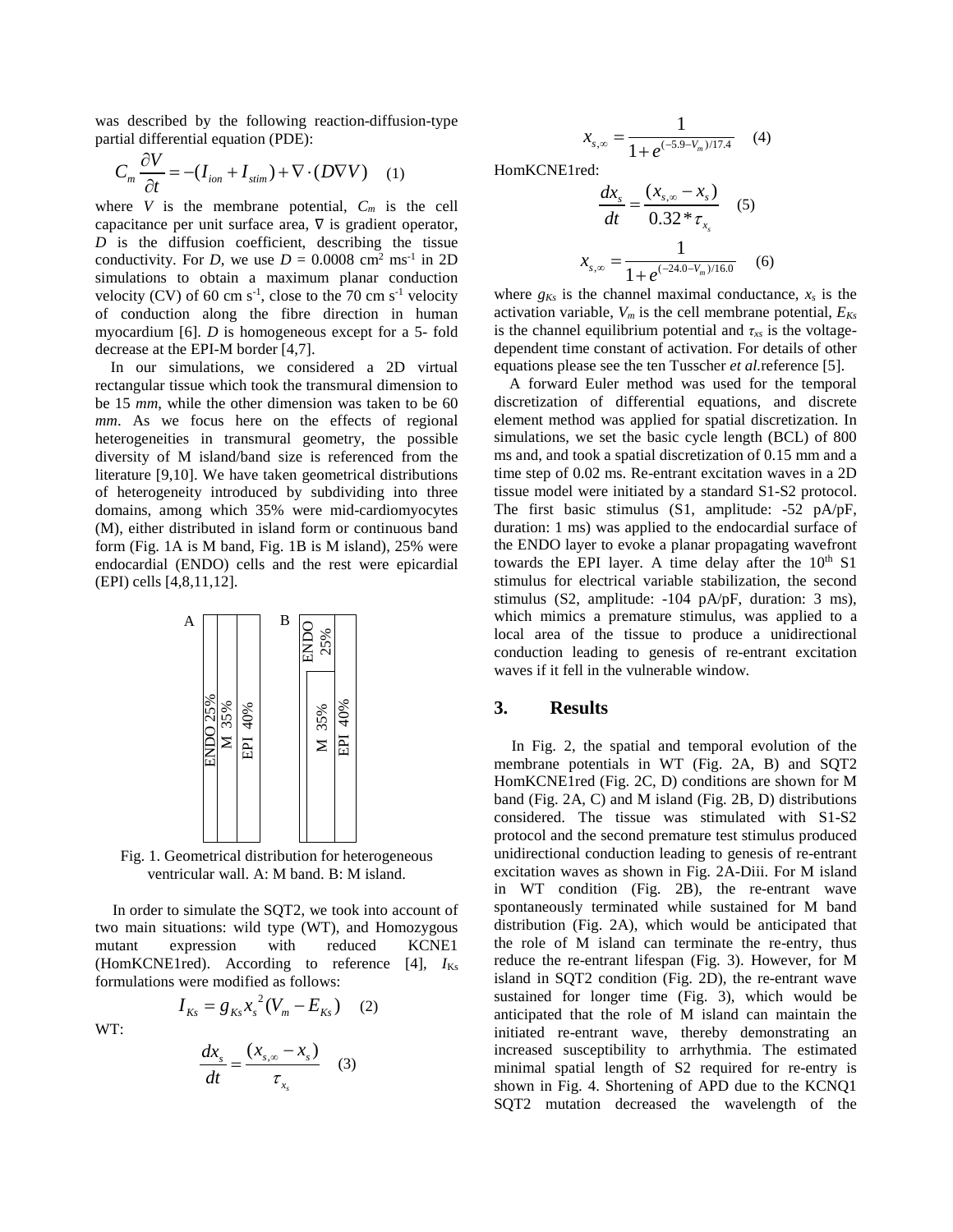was described by the following reaction-diffusion-type partial differential equation (PDE):

$$C_m \frac{\partial V}{\partial t} = -(I_{ion} + I_{stim}) + \nabla \cdot (D \nabla V) \quad (1)$$

where $V$ is the membrane potential, $C_m$ is the cell capacitance per unit surface area, ∇ is gradient operator, $D$ is the diffusion coefficient, describing the tissue conductivity. For $D$, we use $D$ = 0.0008 cm$^2$ ms$^{-1}$ in 2D simulations to obtain a maximum planar conduction velocity (CV) of 60 cm s$^{-1}$, close to the 70 cm s$^{-1}$ velocity of conduction along the fibre direction in human myocardium [6]. $D$ is homogeneous except for a 5- fold decrease at the EPI-M border [4,7].

In our simulations, we considered a 2D virtual rectangular tissue which took the transmural dimension to be 15 *mm*, while the other dimension was taken to be 60 *mm*. As we focus here on the effects of regional heterogeneities in transmural geometry, the possible diversity of M island/band size is referenced from the literature [9,10]. We have taken geometrical distributions of heterogeneity introduced by subdividing into three domains, among which 35% were mid-cardiomyocytes (M), either distributed in island form or continuous band form (Fig. 1A is M band, Fig. 1B is M island), 25% were endocardial (ENDO) cells and the rest were epicardial (EPI) cells [4,8,11,12].

Fig. 1. Geometrical distribution for heterogeneous ventricular wall. A: M band. B: M island.

In order to simulate the SQT2, we took into account of two main situations: wild type (WT), and Homozygous mutant expression with reduced KCNE1 (HomKCNE1red). According to reference [4], $I_{Ks}$ formulations were modified as follows:

$$I_{Ks} = g_{Ks} x_s^2 (V_m - E_{Ks}) \quad (2)$$

WT:

$$\frac{dx_s}{dt} = \frac{(x_{s,\infty} - x_s)}{\tau_{x_s}} \quad (3)$$

$$x_{s,\infty} = \frac{1}{1 + e^{(-5.9 - V_m)/17.4}} \quad (4)$$

HomKCNE1red:

$$\frac{dx_s}{dt} = \frac{(x_{s,\infty} - x_s)}{0.32 * \tau_{x_s}} \quad (5)$$

$$x_{s,\infty} = \frac{1}{1 + e^{(-24.0 - V_m)/16.0}} \quad (6)$$

where $g_{Ks}$ is the channel maximal conductance, $x_s$ is the activation variable, $V_m$ is the cell membrane potential, $E_{Ks}$ is the channel equilibrium potential and $\tau_{xs}$ is the voltage-dependent time constant of activation. For details of other equations please see the ten Tusscher *et al.*reference [5].

A forward Euler method was used for the temporal discretization of differential equations, and discrete element method was applied for spatial discretization. In simulations, we set the basic cycle length (BCL) of 800 ms and, and took a spatial discretization of 0.15 mm and a time step of 0.02 ms. Re-entrant excitation waves in a 2D tissue model were initiated by a standard S1-S2 protocol. The first basic stimulus (S1, amplitude: -52 pA/pF, duration: 1 ms) was applied to the endocardial surface of the ENDO layer to evoke a planar propagating wavefront towards the EPI layer. A time delay after the 10$^{th}$ S1 stimulus for electrical variable stabilization, the second stimulus (S2, amplitude: -104 pA/pF, duration: 3 ms), which mimics a premature stimulus, was applied to a local area of the tissue to produce a unidirectional conduction leading to genesis of re-entrant excitation waves if it fell in the vulnerable window.

## 3. Results

In Fig. 2, the spatial and temporal evolution of the membrane potentials in WT (Fig. 2A, B) and SQT2 HomKCNE1red (Fig. 2C, D) conditions are shown for M band (Fig. 2A, C) and M island (Fig. 2B, D) distributions considered. The tissue was stimulated with S1-S2 protocol and the second premature test stimulus produced unidirectional conduction leading to genesis of re-entrant excitation waves as shown in Fig. 2A-Diii. For M island in WT condition (Fig. 2B), the re-entrant wave spontaneously terminated while sustained for M band distribution (Fig. 2A), which would be anticipated that the role of M island can terminate the re-entry, thus reduce the re-entrant lifespan (Fig. 3). However, for M island in SQT2 condition (Fig. 2D), the re-entrant wave sustained for longer time (Fig. 3), which would be anticipated that the role of M island can maintain the initiated re-entrant wave, thereby demonstrating an increased susceptibility to arrhythmia. The estimated minimal spatial length of S2 required for re-entry is shown in Fig. 4. Shortening of APD due to the KCNQ1 SQT2 mutation decreased the wavelength of the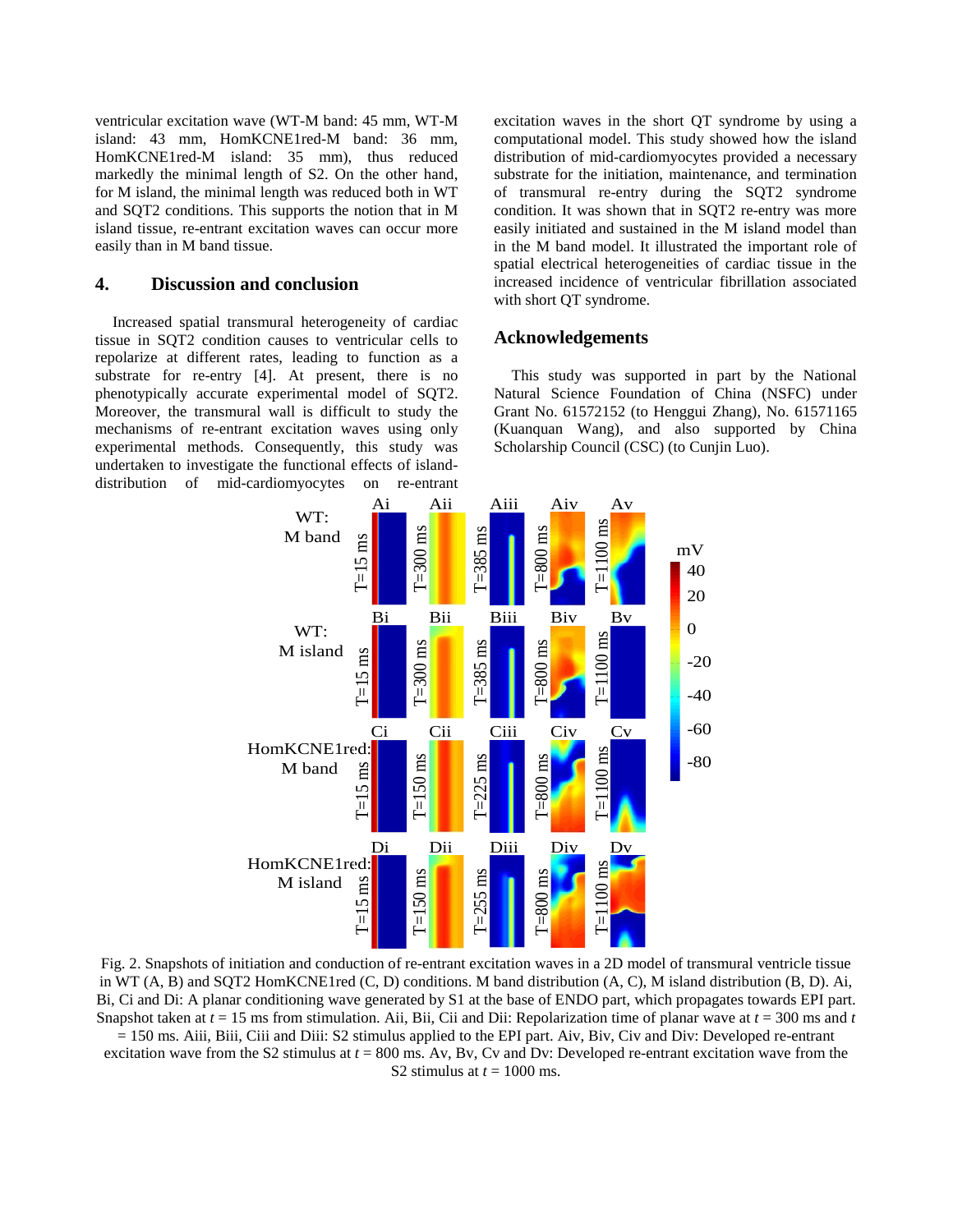ventricular excitation wave (WT-M band: 45 mm, WT-M island: 43 mm, HomKCNE1red-M band: 36 mm, HomKCNE1red-M island: 35 mm), thus reduced markedly the minimal length of S2. On the other hand, for M island, the minimal length was reduced both in WT and SQT2 conditions. This supports the notion that in M island tissue, re-entrant excitation waves can occur more easily than in M band tissue.

## 4. Discussion and conclusion

Increased spatial transmural heterogeneity of cardiac tissue in SQT2 condition causes to ventricular cells to repolarize at different rates, leading to function as a substrate for re-entry [4]. At present, there is no phenotypically accurate experimental model of SQT2. Moreover, the transmural wall is difficult to study the mechanisms of re-entrant excitation waves using only experimental methods. Consequently, this study was undertaken to investigate the functional effects of island-distribution of mid-cardiomyocytes on re-entrant excitation waves in the short QT syndrome by using a computational model. This study showed how the island distribution of mid-cardiomyocytes provided a necessary substrate for the initiation, maintenance, and termination of transmural re-entry during the SQT2 syndrome condition. It was shown that in SQT2 re-entry was more easily initiated and sustained in the M island model than in the M band model. It illustrated the important role of spatial electrical heterogeneities of cardiac tissue in the increased incidence of ventricular fibrillation associated with short QT syndrome.

## Acknowledgements

This study was supported in part by the National Natural Science Foundation of China (NSFC) under Grant No. 61572152 (to Henggui Zhang), No. 61571165 (Kuanquan Wang), and also supported by China Scholarship Council (CSC) (to Cunjin Luo).

Fig. 2. Snapshots of initiation and conduction of re-entrant excitation waves in a 2D model of transmural ventricle tissue in WT (A, B) and SQT2 HomKCNE1red (C, D) conditions. M band distribution (A, C), M island distribution (B, D). Ai, Bi, Ci and Di: A planar conditioning wave generated by S1 at the base of ENDO part, which propagates towards EPI part. Snapshot taken at $t = 15$ ms from stimulation. Aii, Bii, Cii and Dii: Repolarization time of planar wave at $t = 300$ ms and $t = 150$ ms. Aiii, Biii, Ciii and Diii: S2 stimulus applied to the EPI part. Aiv, Biv, Civ and Div: Developed re-entrant excitation wave from the S2 stimulus at $t = 800$ ms. Av, Bv, Cv and Dv: Developed re-entrant excitation wave from the S2 stimulus at $t = 1000$ ms.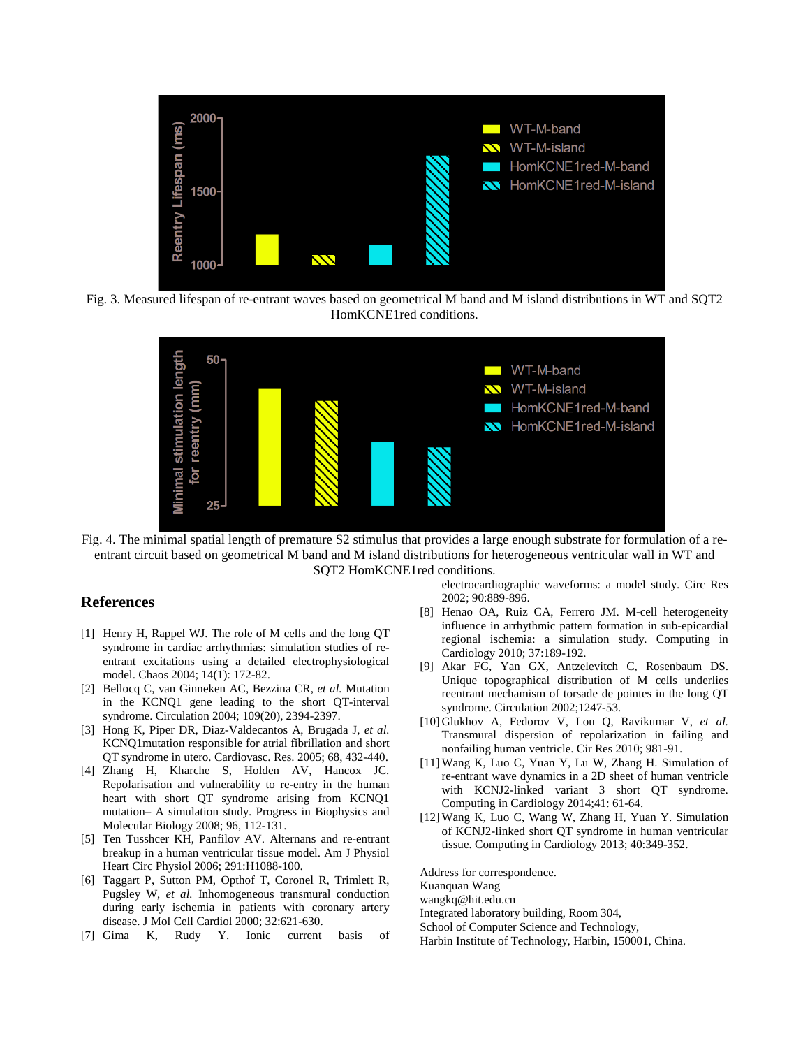Reentry Lifespan (ms)

2000

1500

1000

WT-M-band

WT-M-island

HomKCNE1red-M-band

HomKCNE1red-M-island

Fig. 3. Measured lifespan of re-entrant waves based on geometrical M band and M island distributions in WT and SQT2 HomKCNE1red conditions.

Minimal stimulation length for reentry (mm)

50

25

WT-M-band

WT-M-island

HomKCNE1red-M-band

HomKCNE1red-M-island

Fig. 4. The minimal spatial length of premature S2 stimulus that provides a large enough substrate for formulation of a re-entrant circuit based on geometrical M band and M island distributions for heterogeneous ventricular wall in WT and SQT2 HomKCNE1red conditions.

## References

[1] Henry H, Rappel WJ. The role of M cells and the long QT syndrome in cardiac arrhythmias: simulation studies of re-entrant excitations using a detailed electrophysiological model. Chaos 2004; 14(1): 172-82.

[2] Bellocq C, van Ginneken AC, Bezzina CR, *et al.* Mutation in the KCNQ1 gene leading to the short QT-interval syndrome. Circulation 2004; 109(20), 2394-2397.

[3] Hong K, Piper DR, Diaz-Valdecantos A, Brugada J, *et al.* KCNQ1mutation responsible for atrial fibrillation and short QT syndrome in utero. Cardiovasc. Res. 2005; 68, 432-440.

[4] Zhang H, Kharche S, Holden AV, Hancox JC. Repolarisation and vulnerability to re-entry in the human heart with short QT syndrome arising from KCNQ1 mutation– A simulation study. Progress in Biophysics and Molecular Biology 2008; 96, 112-131.

[5] Ten Tusshcer KH, Panfilov AV. Alternans and re-entrant breakup in a human ventricular tissue model. Am J Physiol Heart Circ Physiol 2006; 291:H1088-100.

[6] Taggart P, Sutton PM, Opthof T, Coronel R, Trimlett R, Pugsley W, *et al.* Inhomogeneous transmural conduction during early ischemia in patients with coronary artery disease. J Mol Cell Cardiol 2000; 32:621-630.

[7] Gima K, Rudy Y. Ionic current basis of electrocardiographic waveforms: a model study. Circ Res 2002; 90:889-896.

[8] Henao OA, Ruiz CA, Ferrero JM. M-cell heterogeneity influence in arrhythmic pattern formation in sub-epicardial regional ischemia: a simulation study. Computing in Cardiology 2010; 37:189-192.

[9] Akar FG, Yan GX, Antzelevitch C, Rosenbaum DS. Unique topographical distribution of M cells underlies reentrant mechamism of torsade de pointes in the long QT syndrome. Circulation 2002;1247-53.

[10] Glukhov A, Fedorov V, Lou Q, Ravikumar V, *et al.* Transmural dispersion of repolarization in failing and nonfailing human ventricle. Cir Res 2010; 981-91.

[11] Wang K, Luo C, Yuan Y, Lu W, Zhang H. Simulation of re-entrant wave dynamics in a 2D sheet of human ventricle with KCNJ2-linked variant 3 short QT syndrome. Computing in Cardiology 2014;41: 61-64.

[12] Wang K, Luo C, Wang W, Zhang H, Yuan Y. Simulation of KCNJ2-linked short QT syndrome in human ventricular tissue. Computing in Cardiology 2013; 40:349-352.

Address for correspondence.
Kuanquan Wang
wangkq@hit.edu.cn
Integrated laboratory building, Room 304,
School of Computer Science and Technology,
Harbin Institute of Technology, Harbin, 150001, China.